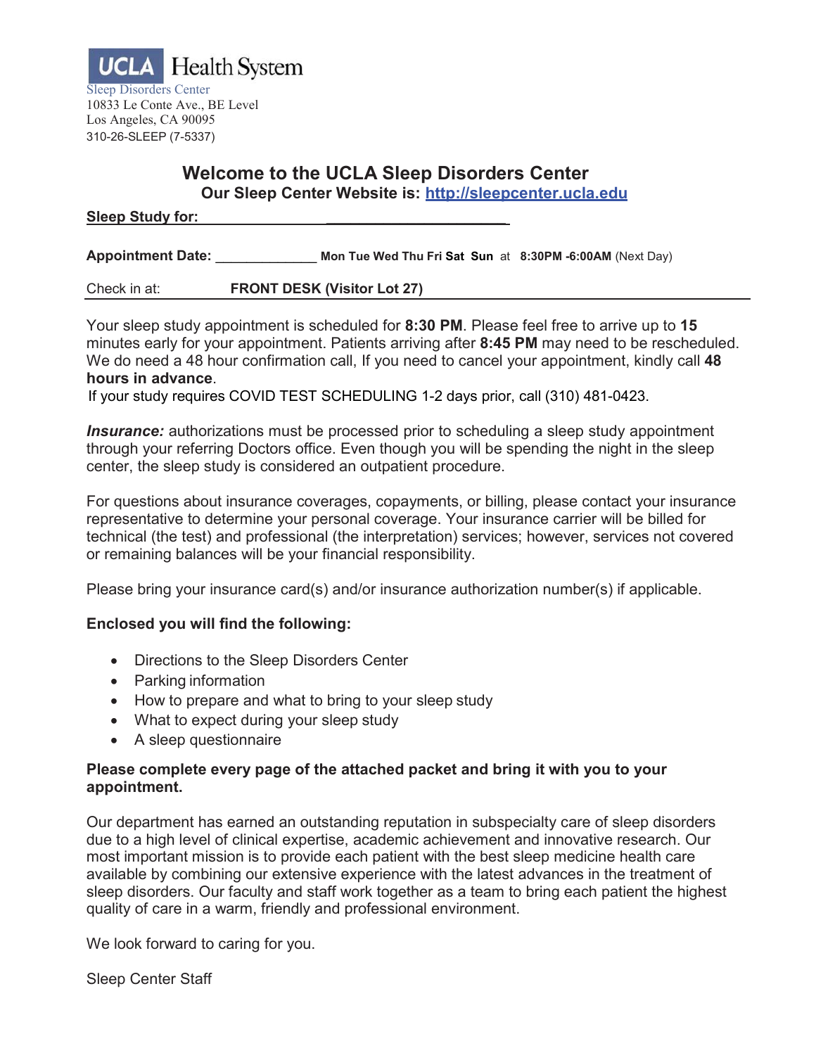**UCLA Health System**

Sleep Disorders Center
10833 Le Conte Ave., BE Level
Los Angeles, CA 90095
310-26-SLEEP (7-5337)

## Welcome to the UCLA Sleep Disorders Center

**Our Sleep Center Website is: [http://sleepcenter.ucla.edu](http://sleepcenter.ucla.edu)**

**Sleep Study for:** ______________________

**Appointment Date:** _____________ **Mon Tue Wed Thu Fri Sat Sun** at **8:30PM -6:00AM** (Next Day)

Check in at: **FRONT DESK (Visitor Lot 27)**

Your sleep study appointment is scheduled for **8:30 PM**. Please feel free to arrive up to **15** minutes early for your appointment. Patients arriving after **8:45 PM** may need to be rescheduled. We do need a 48 hour confirmation call, If you need to cancel your appointment, kindly call **48 hours in advance**.

If your study requires COVID TEST SCHEDULING 1-2 days prior, call (310) 481-0423.

***Insurance:*** authorizations must be processed prior to scheduling a sleep study appointment through your referring Doctors office. Even though you will be spending the night in the sleep center, the sleep study is considered an outpatient procedure.

For questions about insurance coverages, copayments, or billing, please contact your insurance representative to determine your personal coverage. Your insurance carrier will be billed for technical (the test) and professional (the interpretation) services; however, services not covered or remaining balances will be your financial responsibility.

Please bring your insurance card(s) and/or insurance authorization number(s) if applicable.

**Enclosed you will find the following:**

- Directions to the Sleep Disorders Center
- Parking information
- How to prepare and what to bring to your sleep study
- What to expect during your sleep study
- A sleep questionnaire

**Please complete every page of the attached packet and bring it with you to your appointment.**

Our department has earned an outstanding reputation in subspecialty care of sleep disorders due to a high level of clinical expertise, academic achievement and innovative research. Our most important mission is to provide each patient with the best sleep medicine health care available by combining our extensive experience with the latest advances in the treatment of sleep disorders. Our faculty and staff work together as a team to bring each patient the highest quality of care in a warm, friendly and professional environment.

We look forward to caring for you.

Sleep Center Staff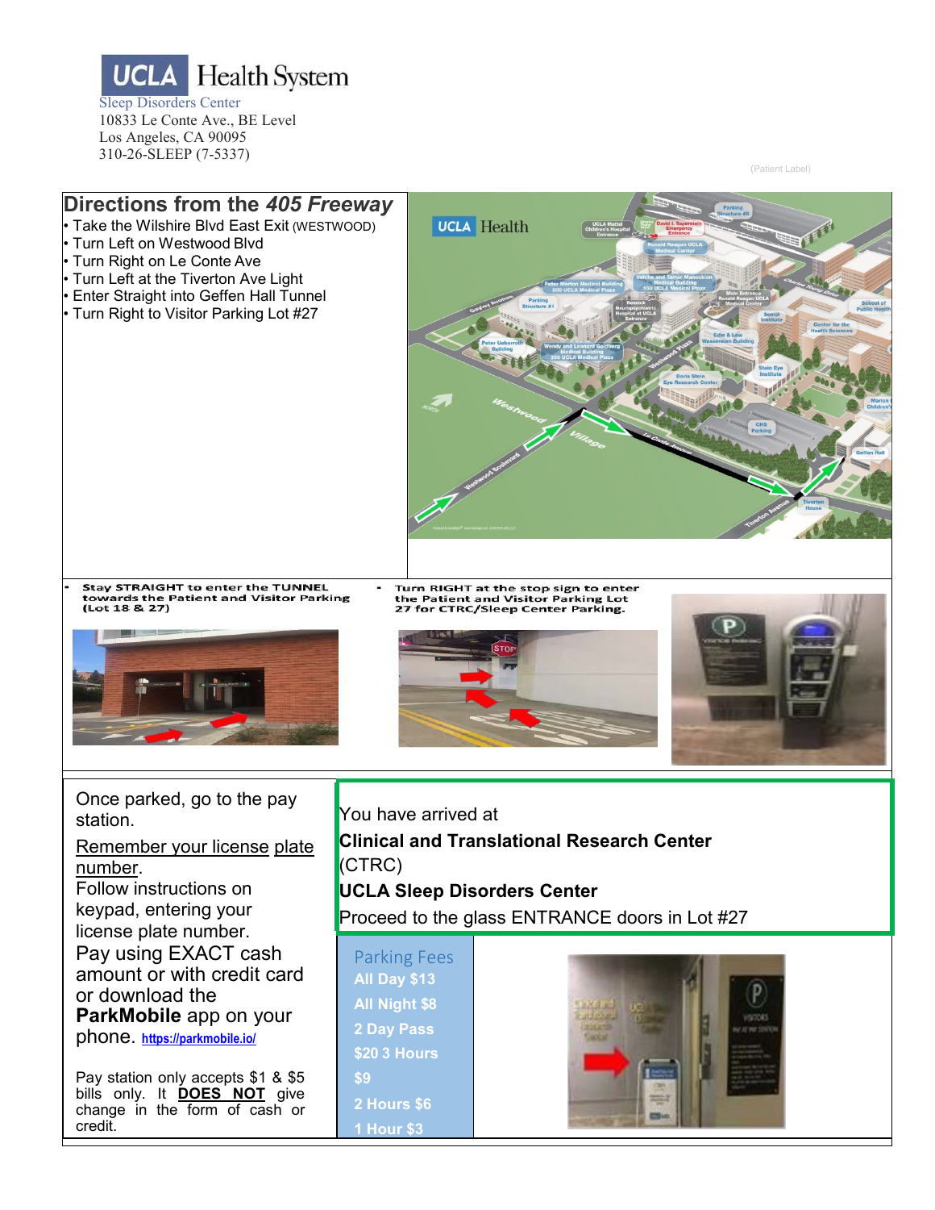**UCLA Health System**

Sleep Disorders Center
10833 Le Conte Ave., BE Level
Los Angeles, CA 90095
310-26-SLEEP (7-5337)

(Patient Label)

## Directions from the *405 Freeway*

- Take the Wilshire Blvd East Exit (WESTWOOD)
- Turn Left on Westwood Blvd
- Turn Right on Le Conte Ave
- Turn Left at the Tiverton Ave Light
- Enter Straight into Geffen Hall Tunnel
- Turn Right to Visitor Parking Lot #27

- **Stay STRAIGHT to enter the TUNNEL towards the Patient and Visitor Parking (Lot 18 & 27)**
- **Turn RIGHT at the stop sign to enter the Patient and Visitor Parking Lot 27 for CTRC/Sleep Center Parking.**

Once parked, go to the pay station.

Remember your license plate number.

Follow instructions on keypad, entering your license plate number.

Pay using EXACT cash amount or with credit card or download the **ParkMobile** app on your phone. https://parkmobile.io/

Pay station only accepts $1 & $5 bills only. It **DOES NOT** give change in the form of cash or credit.

You have arrived at

**Clinical and Translational Research Center** (CTRC)

**UCLA Sleep Disorders Center**

Proceed to the glass ENTRANCE doors in Lot #27

Parking Fees

**All Day $13**

**All Night $8**

**2 Day Pass**

**$20 3 Hours**

**$9**

**2 Hours $6**

**1 Hour $3**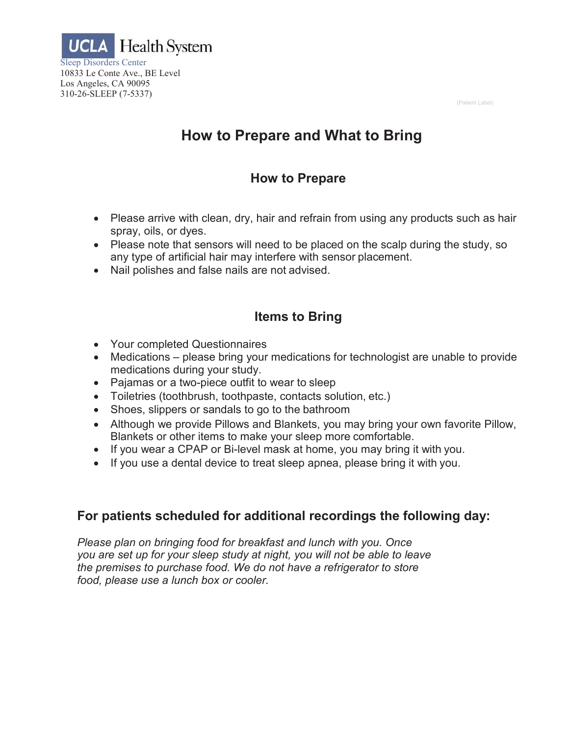UCLA Health System

Sleep Disorders Center
10833 Le Conte Ave., BE Level
Los Angeles, CA 90095
310-26-SLEEP (7-5337)

(Patient Label)

# How to Prepare and What to Bring

## How to Prepare

- Please arrive with clean, dry, hair and refrain from using any products such as hair spray, oils, or dyes.
- Please note that sensors will need to be placed on the scalp during the study, so any type of artificial hair may interfere with sensor placement.
- Nail polishes and false nails are not advised.

## Items to Bring

- Your completed Questionnaires
- Medications – please bring your medications for technologist are unable to provide medications during your study.
- Pajamas or a two-piece outfit to wear to sleep
- Toiletries (toothbrush, toothpaste, contacts solution, etc.)
- Shoes, slippers or sandals to go to the bathroom
- Although we provide Pillows and Blankets, you may bring your own favorite Pillow, Blankets or other items to make your sleep more comfortable.
- If you wear a CPAP or Bi-level mask at home, you may bring it with you.
- If you use a dental device to treat sleep apnea, please bring it with you.

## For patients scheduled for additional recordings the following day:

*Please plan on bringing food for breakfast and lunch with you. Once you are set up for your sleep study at night, you will not be able to leave the premises to purchase food. We do not have a refrigerator to store food, please use a lunch box or cooler.*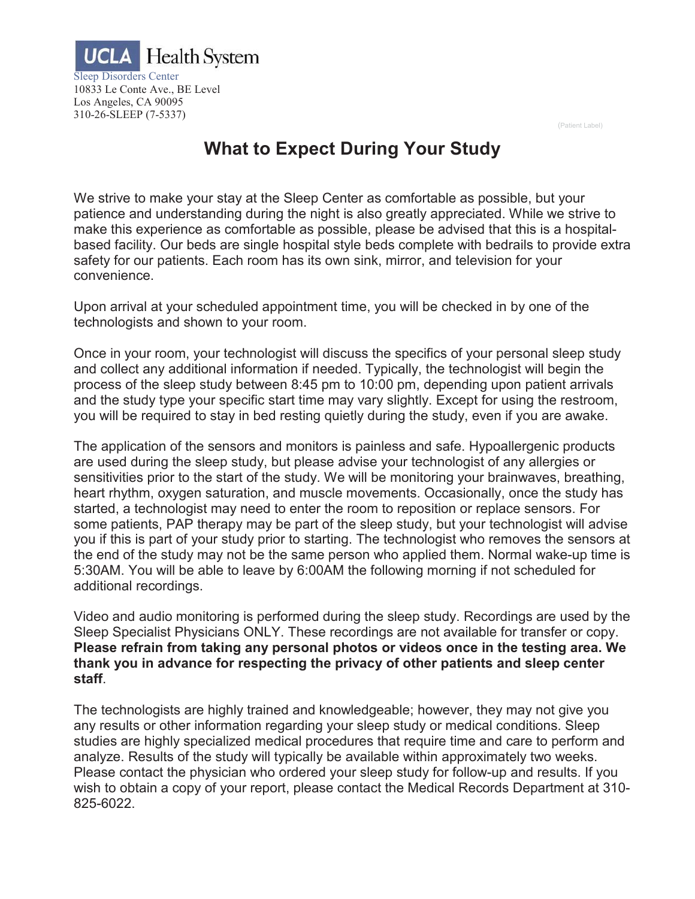UCLA Health System

Sleep Disorders Center
10833 Le Conte Ave., BE Level
Los Angeles, CA 90095
310-26-SLEEP (7-5337)

(Patient Label)

# What to Expect During Your Study

We strive to make your stay at the Sleep Center as comfortable as possible, but your patience and understanding during the night is also greatly appreciated. While we strive to make this experience as comfortable as possible, please be advised that this is a hospital-based facility. Our beds are single hospital style beds complete with bedrails to provide extra safety for our patients. Each room has its own sink, mirror, and television for your convenience.

Upon arrival at your scheduled appointment time, you will be checked in by one of the technologists and shown to your room.

Once in your room, your technologist will discuss the specifics of your personal sleep study and collect any additional information if needed. Typically, the technologist will begin the process of the sleep study between 8:45 pm to 10:00 pm, depending upon patient arrivals and the study type your specific start time may vary slightly. Except for using the restroom, you will be required to stay in bed resting quietly during the study, even if you are awake.

The application of the sensors and monitors is painless and safe. Hypoallergenic products are used during the sleep study, but please advise your technologist of any allergies or sensitivities prior to the start of the study. We will be monitoring your brainwaves, breathing, heart rhythm, oxygen saturation, and muscle movements. Occasionally, once the study has started, a technologist may need to enter the room to reposition or replace sensors. For some patients, PAP therapy may be part of the sleep study, but your technologist will advise you if this is part of your study prior to starting. The technologist who removes the sensors at the end of the study may not be the same person who applied them. Normal wake-up time is 5:30AM. You will be able to leave by 6:00AM the following morning if not scheduled for additional recordings.

Video and audio monitoring is performed during the sleep study. Recordings are used by the Sleep Specialist Physicians ONLY. These recordings are not available for transfer or copy. **Please refrain from taking any personal photos or videos once in the testing area. We thank you in advance for respecting the privacy of other patients and sleep center staff**.

The technologists are highly trained and knowledgeable; however, they may not give you any results or other information regarding your sleep study or medical conditions. Sleep studies are highly specialized medical procedures that require time and care to perform and analyze. Results of the study will typically be available within approximately two weeks. Please contact the physician who ordered your sleep study for follow-up and results. If you wish to obtain a copy of your report, please contact the Medical Records Department at 310-825-6022.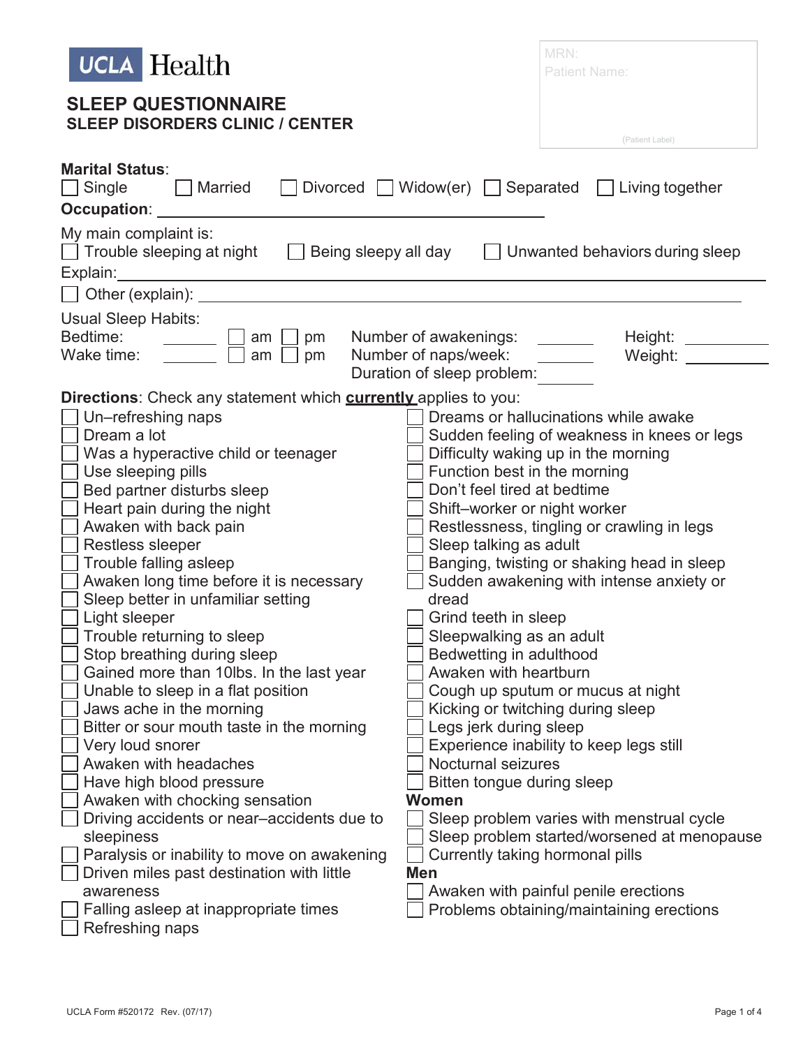UCLA Health

# SLEEP QUESTIONNAIRE
## SLEEP DISORDERS CLINIC / CENTER

MRN:
Patient Name:

(Patient Label)

**Marital Status**:
☐ Single ☐ Married ☐ Divorced ☐ Widow(er) ☐ Separated ☐ Living together

**Occupation**: ______________________________

My main complaint is:
☐ Trouble sleeping at night ☐ Being sleepy all day ☐ Unwanted behaviors during sleep

Explain: ______________________________

☐ Other (explain): ______________________________

Usual Sleep Habits:

Bedtime: _______ ☐ am ☐ pm Number of awakenings: _______ Height: _______

Wake time: _______ ☐ am ☐ pm Number of naps/week: _______ Weight: _______

Duration of sleep problem: _______

**Directions**: Check any statement which **currently** applies to you:

- ☐ Un–refreshing naps
- ☐ Dream a lot
- ☐ Was a hyperactive child or teenager
- ☐ Use sleeping pills
- ☐ Bed partner disturbs sleep
- ☐ Heart pain during the night
- ☐ Awaken with back pain
- ☐ Restless sleeper
- ☐ Trouble falling asleep
- ☐ Awaken long time before it is necessary
- ☐ Sleep better in unfamiliar setting
- ☐ Light sleeper
- ☐ Trouble returning to sleep
- ☐ Stop breathing during sleep
- ☐ Gained more than 10lbs. In the last year
- ☐ Unable to sleep in a flat position
- ☐ Jaws ache in the morning
- ☐ Bitter or sour mouth taste in the morning
- ☐ Very loud snorer
- ☐ Awaken with headaches
- ☐ Have high blood pressure
- ☐ Awaken with chocking sensation
- ☐ Driving accidents or near–accidents due to sleepiness
- ☐ Paralysis or inability to move on awakening
- ☐ Driven miles past destination with little awareness
- ☐ Falling asleep at inappropriate times
- ☐ Refreshing naps
- ☐ Dreams or hallucinations while awake
- ☐ Sudden feeling of weakness in knees or legs
- ☐ Difficulty waking up in the morning
- ☐ Function best in the morning
- ☐ Don't feel tired at bedtime
- ☐ Shift–worker or night worker
- ☐ Restlessness, tingling or crawling in legs
- ☐ Sleep talking as adult
- ☐ Banging, twisting or shaking head in sleep
- ☐ Sudden awakening with intense anxiety or dread
- ☐ Grind teeth in sleep
- ☐ Sleepwalking as an adult
- ☐ Bedwetting in adulthood
- ☐ Awaken with heartburn
- ☐ Cough up sputum or mucus at night
- ☐ Kicking or twitching during sleep
- ☐ Legs jerk during sleep
- ☐ Experience inability to keep legs still
- ☐ Nocturnal seizures
- ☐ Bitten tongue during sleep

**Women**

- ☐ Sleep problem varies with menstrual cycle
- ☐ Sleep problem started/worsened at menopause
- ☐ Currently taking hormonal pills

**Men**

- ☐ Awaken with painful penile erections
- ☐ Problems obtaining/maintaining erections

UCLA Form #520172 Rev. (07/17)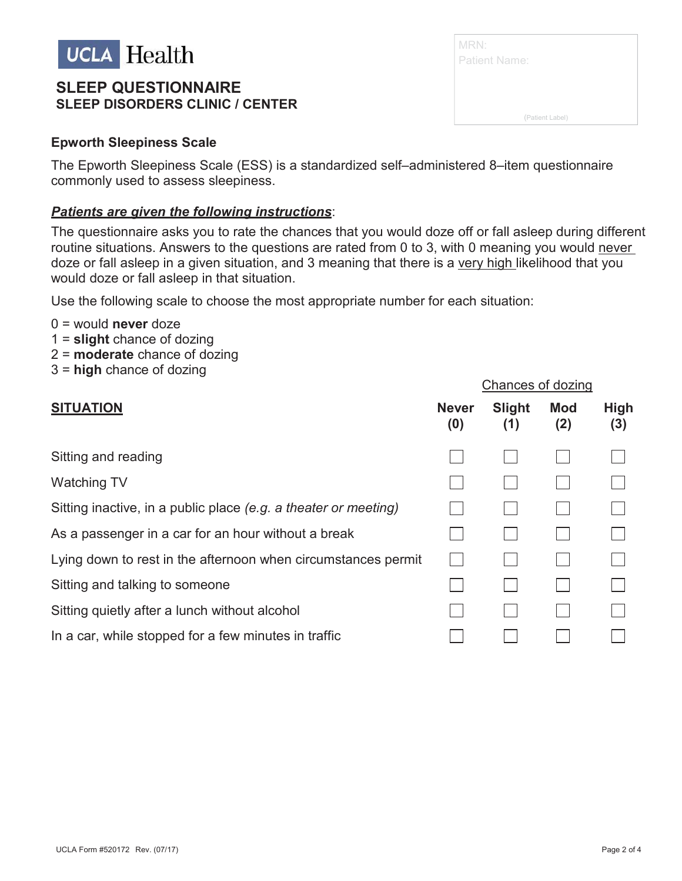**UCLA Health**

MRN:
Patient Name:

(Patient Label)

# SLEEP QUESTIONNAIRE
## SLEEP DISORDERS CLINIC / CENTER

### Epworth Sleepiness Scale

The Epworth Sleepiness Scale (ESS) is a standardized self–administered 8–item questionnaire commonly used to assess sleepiness.

***Patients are given the following instructions***:

The questionnaire asks you to rate the chances that you would doze off or fall asleep during different routine situations. Answers to the questions are rated from 0 to 3, with 0 meaning you would never doze or fall asleep in a given situation, and 3 meaning that there is a very high likelihood that you would doze or fall asleep in that situation.

Use the following scale to choose the most appropriate number for each situation:

0 = would **never** doze
1 = **slight** chance of dozing
2 = **moderate** chance of dozing
3 = **high** chance of dozing

| | Chances of dozing | | | |
|---|---|---|---|---|
| **SITUATION** | **Never (0)** | **Slight (1)** | **Mod (2)** | **High (3)** |
| Sitting and reading | ☐ | ☐ | ☐ | ☐ |
| Watching TV | ☐ | ☐ | ☐ | ☐ |
| Sitting inactive, in a public place *(e.g. a theater or meeting)* | ☐ | ☐ | ☐ | ☐ |
| As a passenger in a car for an hour without a break | ☐ | ☐ | ☐ | ☐ |
| Lying down to rest in the afternoon when circumstances permit | ☐ | ☐ | ☐ | ☐ |
| Sitting and talking to someone | ☐ | ☐ | ☐ | ☐ |
| Sitting quietly after a lunch without alcohol | ☐ | ☐ | ☐ | ☐ |
| In a car, while stopped for a few minutes in traffic | ☐ | ☐ | ☐ | ☐ |

UCLA Form #520172 Rev. (07/17)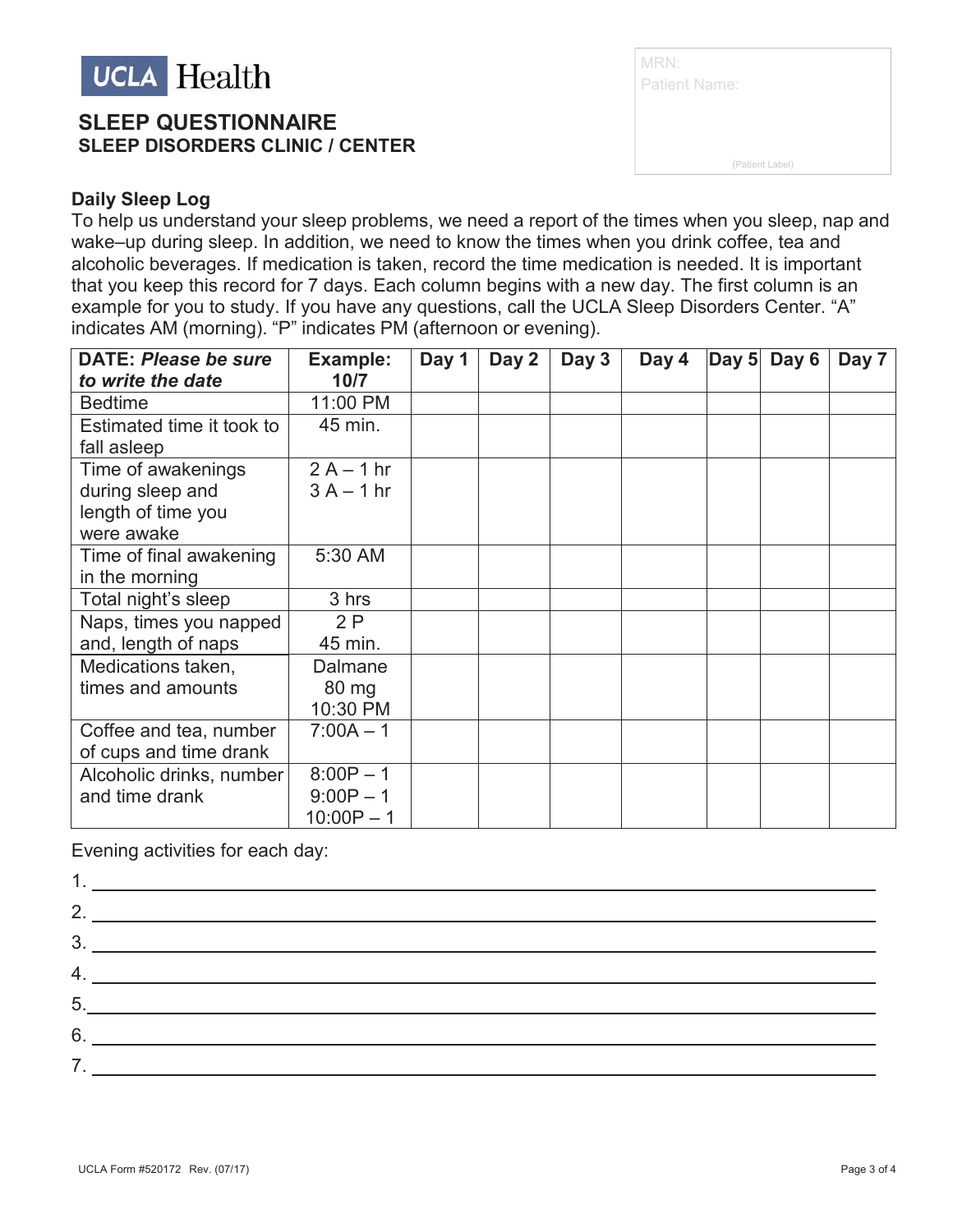UCLA Health

## SLEEP QUESTIONNAIRE
### SLEEP DISORDERS CLINIC / CENTER

MRN:
Patient Name:

(Patient Label)

**Daily Sleep Log**

To help us understand your sleep problems, we need a report of the times when you sleep, nap and wake–up during sleep. In addition, we need to know the times when you drink coffee, tea and alcoholic beverages. If medication is taken, record the time medication is needed. It is important that you keep this record for 7 days. Each column begins with a new day. The first column is an example for you to study. If you have any questions, call the UCLA Sleep Disorders Center. "A" indicates AM (morning). "P" indicates PM (afternoon or evening).

| **DATE:** ***Please be sure to write the date*** | **Example: 10/7** | **Day 1** | **Day 2** | **Day 3** | **Day 4** | **Day 5** | **Day 6** | **Day 7** |
|---|---|---|---|---|---|---|---|---|
| Bedtime | 11:00 PM | | | | | | | |
| Estimated time it took to fall asleep | 45 min. | | | | | | | |
| Time of awakenings during sleep and length of time you were awake | 2 A – 1 hr<br>3 A – 1 hr | | | | | | | |
| Time of final awakening in the morning | 5:30 AM | | | | | | | |
| Total night's sleep | 3 hrs | | | | | | | |
| Naps, times you napped and, length of naps | 2 P<br>45 min. | | | | | | | |
| Medications taken, times and amounts | Dalmane<br>80 mg<br>10:30 PM | | | | | | | |
| Coffee and tea, number of cups and time drank | 7:00A – 1 | | | | | | | |
| Alcoholic drinks, number and time drank | 8:00P – 1<br>9:00P – 1<br>10:00P – 1 | | | | | | | |

Evening activities for each day:

1. ______________________________
2. ______________________________
3. ______________________________
4. ______________________________
5. ______________________________
6. ______________________________
7. ______________________________

UCLA Form #520172 Rev. (07/17)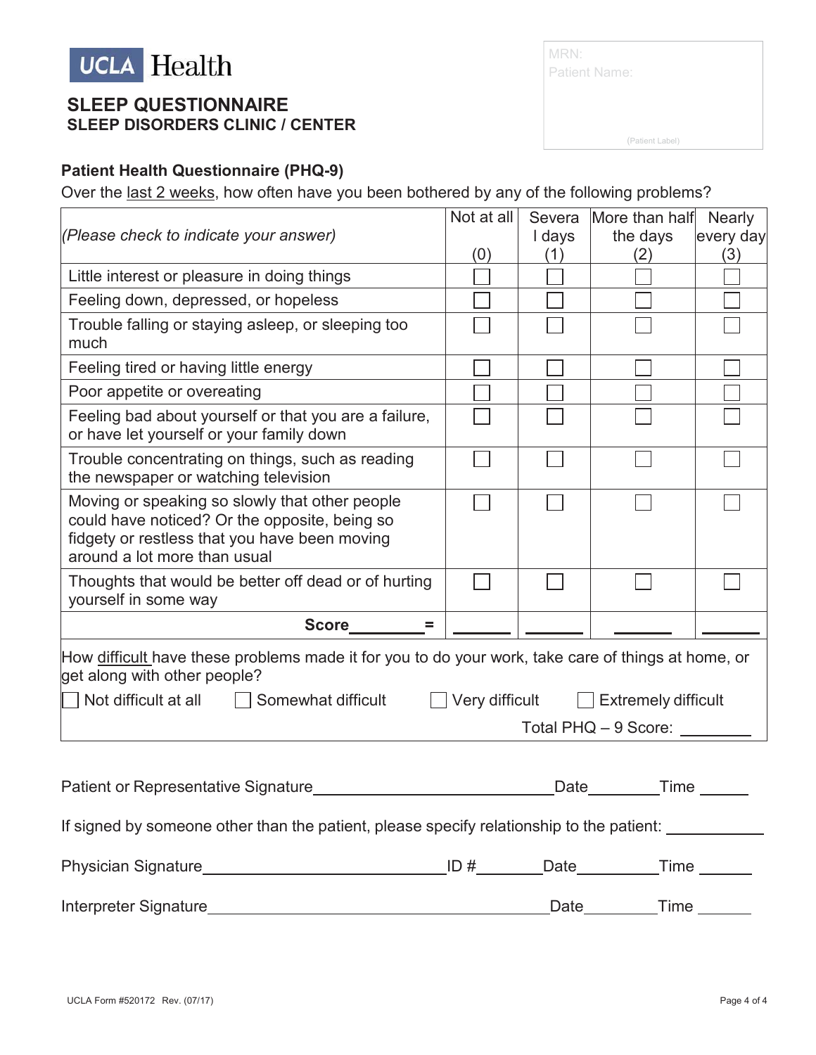UCLA Health

# SLEEP QUESTIONNAIRE

## SLEEP DISORDERS CLINIC / CENTER

MRN:
Patient Name:

(Patient Label)

### Patient Health Questionnaire (PHQ-9)

Over the last 2 weeks, how often have you been bothered by any of the following problems?

| *(Please check to indicate your answer)* | Not at all (0) | Several days (1) | More than half the days (2) | Nearly every day (3) |
|---|---|---|---|---|
| Little interest or pleasure in doing things | ☐ | ☐ | ☐ | ☐ |
| Feeling down, depressed, or hopeless | ☐ | ☐ | ☐ | ☐ |
| Trouble falling or staying asleep, or sleeping too much | ☐ | ☐ | ☐ | ☐ |
| Feeling tired or having little energy | ☐ | ☐ | ☐ | ☐ |
| Poor appetite or overeating | ☐ | ☐ | ☐ | ☐ |
| Feeling bad about yourself or that you are a failure, or have let yourself or your family down | ☐ | ☐ | ☐ | ☐ |
| Trouble concentrating on things, such as reading the newspaper or watching television | ☐ | ☐ | ☐ | ☐ |
| Moving or speaking so slowly that other people could have noticed? Or the opposite, being so fidgety or restless that you have been moving around a lot more than usual | ☐ | ☐ | ☐ | ☐ |
| Thoughts that would be better off dead or of hurting yourself in some way | ☐ | ☐ | ☐ | ☐ |
| **Score________ =** | ______ | ______ | ______ | ______ |

How difficult have these problems made it for you to do your work, take care of things at home, or get along with other people?

☐ Not difficult at all ☐ Somewhat difficult ☐ Very difficult ☐ Extremely difficult

Total PHQ – 9 Score: ________

Patient or Representative Signature____________________________ Date________ Time ______

If signed by someone other than the patient, please specify relationship to the patient: ___________

Physician Signature____________________________ ID #________ Date__________ Time ______

Interpreter Signature____________________________________ Date________ Time ______

UCLA Form #520172 Rev. (07/17)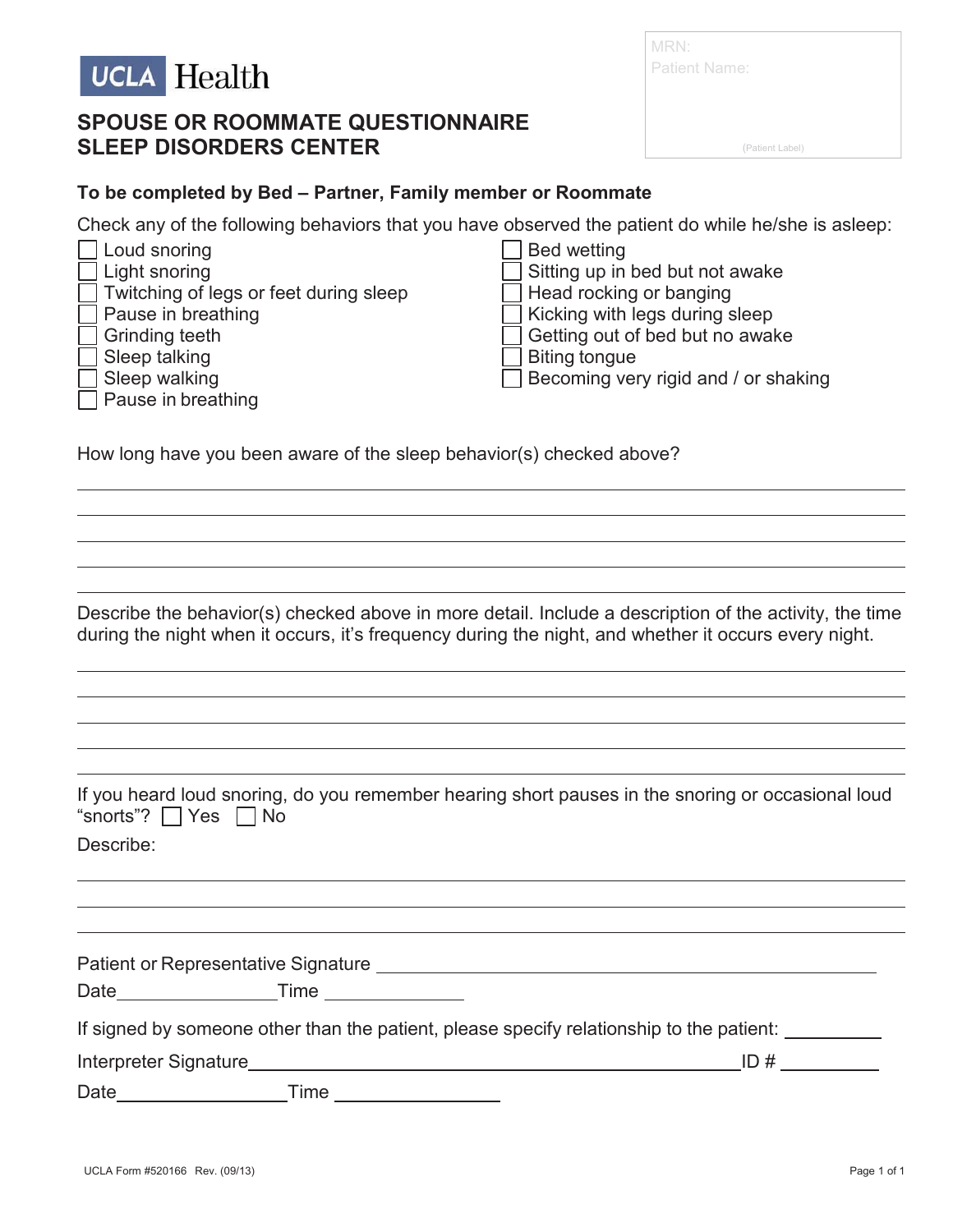UCLA Health

MRN:
Patient Name:

(Patient Label)

# SPOUSE OR ROOMMATE QUESTIONNAIRE
# SLEEP DISORDERS CENTER

**To be completed by Bed – Partner, Family member or Roommate**

Check any of the following behaviors that you have observed the patient do while he/she is asleep:

- ☐ Loud snoring
- ☐ Light snoring
- ☐ Twitching of legs or feet during sleep
- ☐ Pause in breathing
- ☐ Grinding teeth
- ☐ Sleep talking
- ☐ Sleep walking
- ☐ Pause in breathing
- ☐ Bed wetting
- ☐ Sitting up in bed but not awake
- ☐ Head rocking or banging
- ☐ Kicking with legs during sleep
- ☐ Getting out of bed but no awake
- ☐ Biting tongue
- ☐ Becoming very rigid and / or shaking

How long have you been aware of the sleep behavior(s) checked above?

______________________________________________

______________________________________________

______________________________________________

______________________________________________

______________________________________________

Describe the behavior(s) checked above in more detail. Include a description of the activity, the time during the night when it occurs, it's frequency during the night, and whether it occurs every night.

______________________________________________

______________________________________________

______________________________________________

______________________________________________

______________________________________________

If you heard loud snoring, do you remember hearing short pauses in the snoring or occasional loud "snorts"? ☐ Yes ☐ No

Describe:

______________________________________________

______________________________________________

______________________________________________

Patient or Representative Signature ______________________________

Date ______________ Time ______________

If signed by someone other than the patient, please specify relationship to the patient: __________

Interpreter Signature ______________________________ ID # __________

Date ______________ Time ______________

UCLA Form #520166 Rev. (09/13)